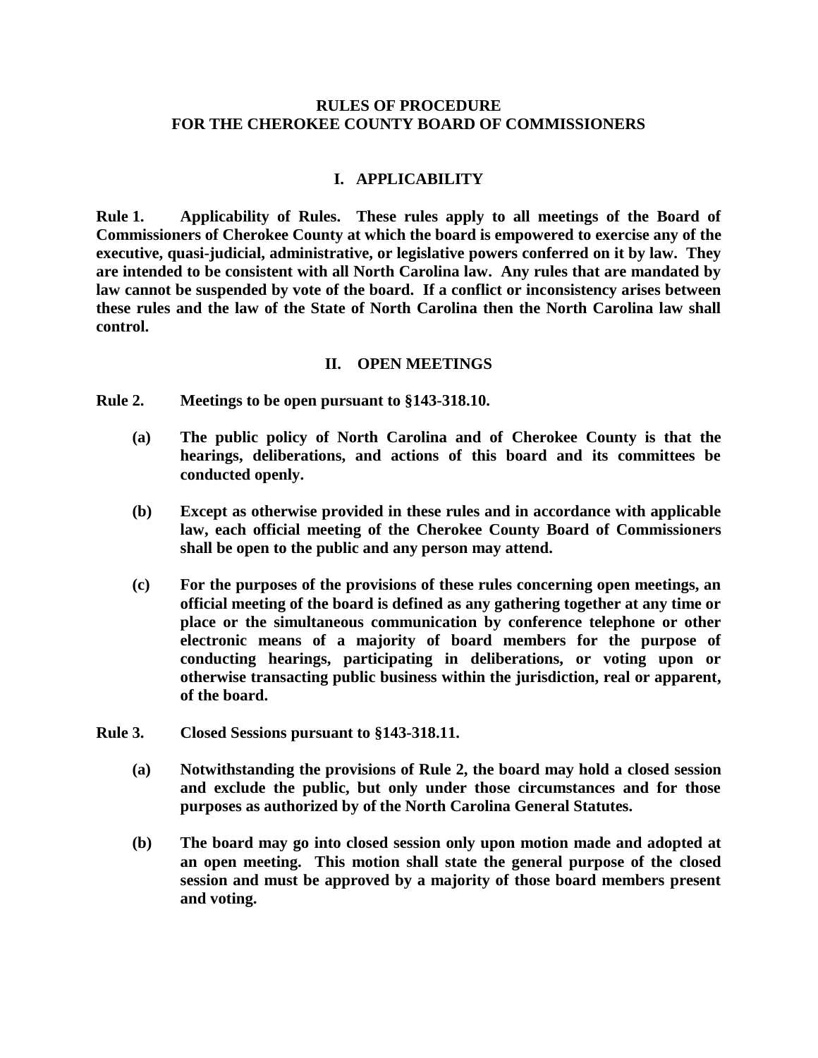# RULES OF PROCEDURE
# FOR THE CHEROKEE COUNTY BOARD OF COMMISSIONERS

## I. APPLICABILITY

**Rule 1. Applicability of Rules. These rules apply to all meetings of the Board of Commissioners of Cherokee County at which the board is empowered to exercise any of the executive, quasi-judicial, administrative, or legislative powers conferred on it by law. They are intended to be consistent with all North Carolina law. Any rules that are mandated by law cannot be suspended by vote of the board. If a conflict or inconsistency arises between these rules and the law of the State of North Carolina then the North Carolina law shall control.**

## II. OPEN MEETINGS

**Rule 2. Meetings to be open pursuant to §143-318.10.**

**(a) The public policy of North Carolina and of Cherokee County is that the hearings, deliberations, and actions of this board and its committees be conducted openly.**

**(b) Except as otherwise provided in these rules and in accordance with applicable law, each official meeting of the Cherokee County Board of Commissioners shall be open to the public and any person may attend.**

**(c) For the purposes of the provisions of these rules concerning open meetings, an official meeting of the board is defined as any gathering together at any time or place or the simultaneous communication by conference telephone or other electronic means of a majority of board members for the purpose of conducting hearings, participating in deliberations, or voting upon or otherwise transacting public business within the jurisdiction, real or apparent, of the board.**

**Rule 3. Closed Sessions pursuant to §143-318.11.**

**(a) Notwithstanding the provisions of Rule 2, the board may hold a closed session and exclude the public, but only under those circumstances and for those purposes as authorized by of the North Carolina General Statutes.**

**(b) The board may go into closed session only upon motion made and adopted at an open meeting. This motion shall state the general purpose of the closed session and must be approved by a majority of those board members present and voting.**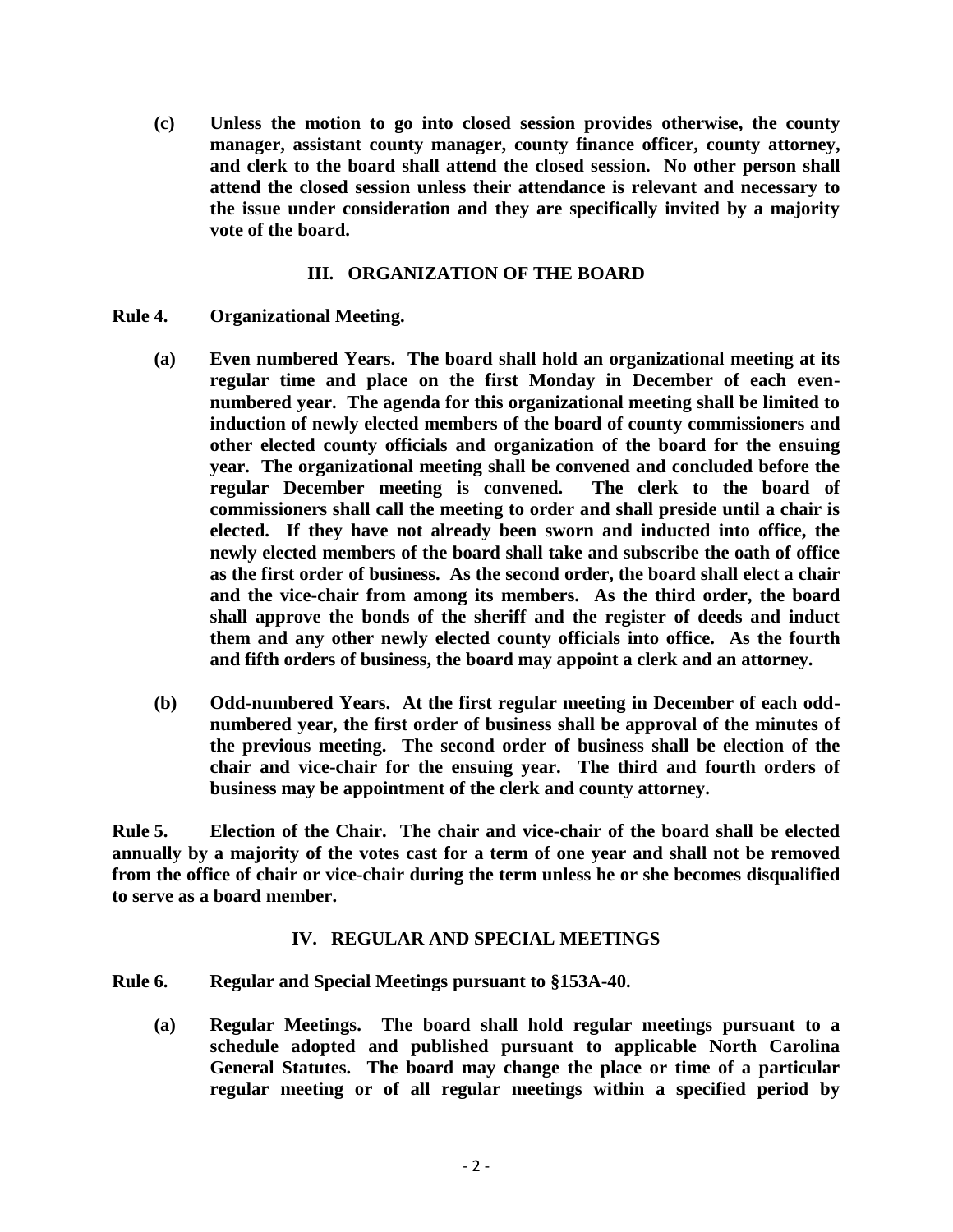**(c) Unless the motion to go into closed session provides otherwise, the county manager, assistant county manager, county finance officer, county attorney, and clerk to the board shall attend the closed session. No other person shall attend the closed session unless their attendance is relevant and necessary to the issue under consideration and they are specifically invited by a majority vote of the board.**

## III. ORGANIZATION OF THE BOARD

**Rule 4. Organizational Meeting.**

**(a) Even numbered Years. The board shall hold an organizational meeting at its regular time and place on the first Monday in December of each even-numbered year. The agenda for this organizational meeting shall be limited to induction of newly elected members of the board of county commissioners and other elected county officials and organization of the board for the ensuing year. The organizational meeting shall be convened and concluded before the regular December meeting is convened. The clerk to the board of commissioners shall call the meeting to order and shall preside until a chair is elected. If they have not already been sworn and inducted into office, the newly elected members of the board shall take and subscribe the oath of office as the first order of business. As the second order, the board shall elect a chair and the vice-chair from among its members. As the third order, the board shall approve the bonds of the sheriff and the register of deeds and induct them and any other newly elected county officials into office. As the fourth and fifth orders of business, the board may appoint a clerk and an attorney.**

**(b) Odd-numbered Years. At the first regular meeting in December of each odd-numbered year, the first order of business shall be approval of the minutes of the previous meeting. The second order of business shall be election of the chair and vice-chair for the ensuing year. The third and fourth orders of business may be appointment of the clerk and county attorney.**

**Rule 5. Election of the Chair. The chair and vice-chair of the board shall be elected annually by a majority of the votes cast for a term of one year and shall not be removed from the office of chair or vice-chair during the term unless he or she becomes disqualified to serve as a board member.**

## IV. REGULAR AND SPECIAL MEETINGS

**Rule 6. Regular and Special Meetings pursuant to §153A-40.**

**(a) Regular Meetings. The board shall hold regular meetings pursuant to a schedule adopted and published pursuant to applicable North Carolina General Statutes. The board may change the place or time of a particular regular meeting or of all regular meetings within a specified period by**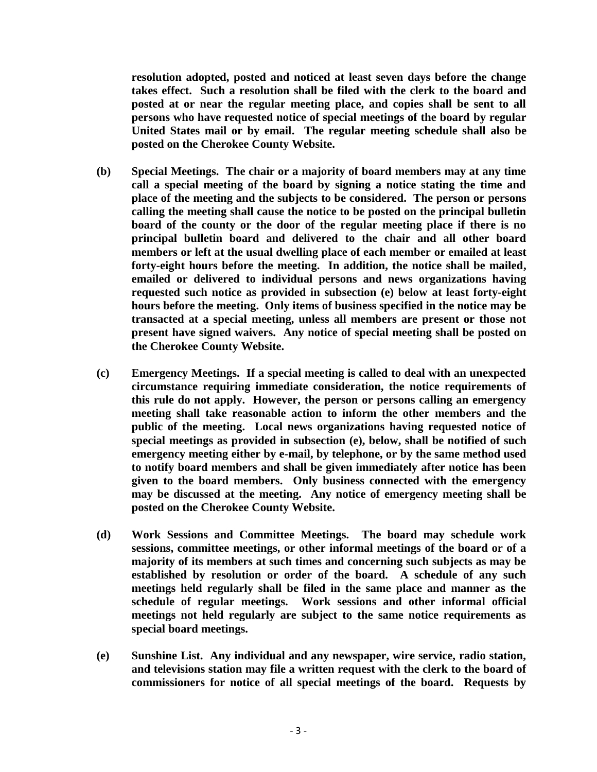**resolution adopted, posted and noticed at least seven days before the change takes effect. Such a resolution shall be filed with the clerk to the board and posted at or near the regular meeting place, and copies shall be sent to all persons who have requested notice of special meetings of the board by regular United States mail or by email. The regular meeting schedule shall also be posted on the Cherokee County Website.**

**(b) Special Meetings. The chair or a majority of board members may at any time call a special meeting of the board by signing a notice stating the time and place of the meeting and the subjects to be considered. The person or persons calling the meeting shall cause the notice to be posted on the principal bulletin board of the county or the door of the regular meeting place if there is no principal bulletin board and delivered to the chair and all other board members or left at the usual dwelling place of each member or emailed at least forty-eight hours before the meeting. In addition, the notice shall be mailed, emailed or delivered to individual persons and news organizations having requested such notice as provided in subsection (e) below at least forty-eight hours before the meeting. Only items of business specified in the notice may be transacted at a special meeting, unless all members are present or those not present have signed waivers. Any notice of special meeting shall be posted on the Cherokee County Website.**

**(c) Emergency Meetings. If a special meeting is called to deal with an unexpected circumstance requiring immediate consideration, the notice requirements of this rule do not apply. However, the person or persons calling an emergency meeting shall take reasonable action to inform the other members and the public of the meeting. Local news organizations having requested notice of special meetings as provided in subsection (e), below, shall be notified of such emergency meeting either by e-mail, by telephone, or by the same method used to notify board members and shall be given immediately after notice has been given to the board members. Only business connected with the emergency may be discussed at the meeting. Any notice of emergency meeting shall be posted on the Cherokee County Website.**

**(d) Work Sessions and Committee Meetings. The board may schedule work sessions, committee meetings, or other informal meetings of the board or of a majority of its members at such times and concerning such subjects as may be established by resolution or order of the board. A schedule of any such meetings held regularly shall be filed in the same place and manner as the schedule of regular meetings. Work sessions and other informal official meetings not held regularly are subject to the same notice requirements as special board meetings.**

**(e) Sunshine List. Any individual and any newspaper, wire service, radio station, and televisions station may file a written request with the clerk to the board of commissioners for notice of all special meetings of the board. Requests by**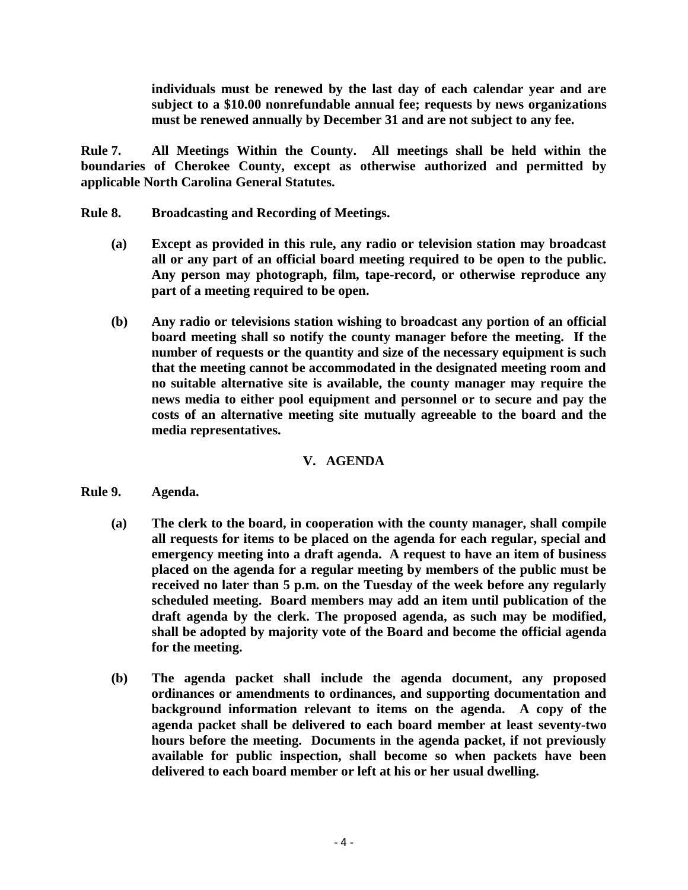**individuals must be renewed by the last day of each calendar year and are subject to a $10.00 nonrefundable annual fee; requests by news organizations must be renewed annually by December 31 and are not subject to any fee.**

**Rule 7. All Meetings Within the County. All meetings shall be held within the boundaries of Cherokee County, except as otherwise authorized and permitted by applicable North Carolina General Statutes.**

**Rule 8. Broadcasting and Recording of Meetings.**

**(a) Except as provided in this rule, any radio or television station may broadcast all or any part of an official board meeting required to be open to the public. Any person may photograph, film, tape-record, or otherwise reproduce any part of a meeting required to be open.**

**(b) Any radio or televisions station wishing to broadcast any portion of an official board meeting shall so notify the county manager before the meeting. If the number of requests or the quantity and size of the necessary equipment is such that the meeting cannot be accommodated in the designated meeting room and no suitable alternative site is available, the county manager may require the news media to either pool equipment and personnel or to secure and pay the costs of an alternative meeting site mutually agreeable to the board and the media representatives.**

## V. AGENDA

**Rule 9. Agenda.**

**(a) The clerk to the board, in cooperation with the county manager, shall compile all requests for items to be placed on the agenda for each regular, special and emergency meeting into a draft agenda. A request to have an item of business placed on the agenda for a regular meeting by members of the public must be received no later than 5 p.m. on the Tuesday of the week before any regularly scheduled meeting. Board members may add an item until publication of the draft agenda by the clerk. The proposed agenda, as such may be modified, shall be adopted by majority vote of the Board and become the official agenda for the meeting.**

**(b) The agenda packet shall include the agenda document, any proposed ordinances or amendments to ordinances, and supporting documentation and background information relevant to items on the agenda. A copy of the agenda packet shall be delivered to each board member at least seventy-two hours before the meeting. Documents in the agenda packet, if not previously available for public inspection, shall become so when packets have been delivered to each board member or left at his or her usual dwelling.**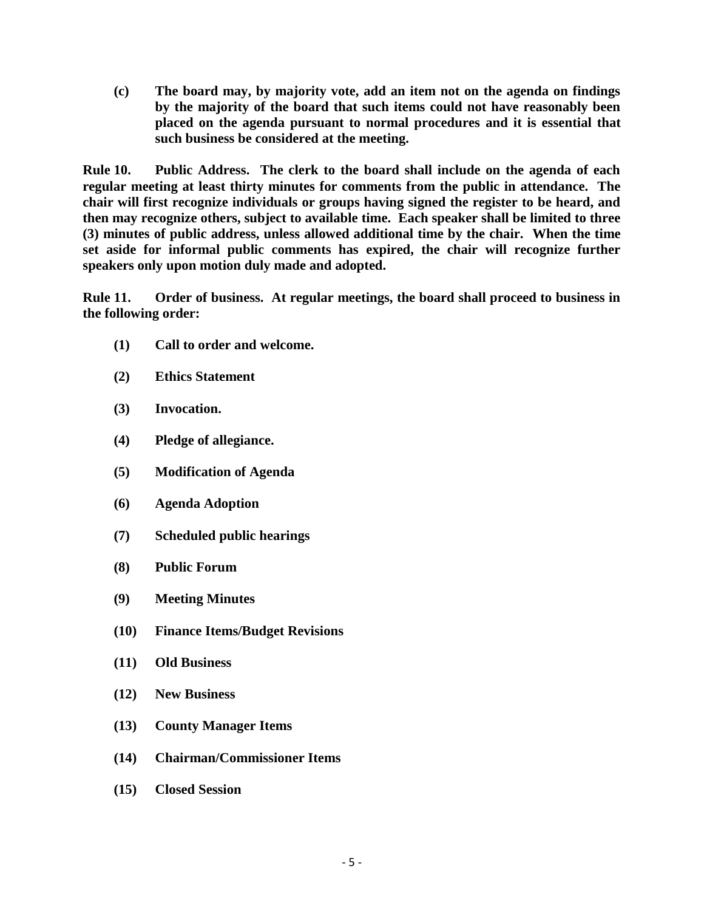**(c) The board may, by majority vote, add an item not on the agenda on findings by the majority of the board that such items could not have reasonably been placed on the agenda pursuant to normal procedures and it is essential that such business be considered at the meeting.**

**Rule 10. Public Address. The clerk to the board shall include on the agenda of each regular meeting at least thirty minutes for comments from the public in attendance. The chair will first recognize individuals or groups having signed the register to be heard, and then may recognize others, subject to available time. Each speaker shall be limited to three (3) minutes of public address, unless allowed additional time by the chair. When the time set aside for informal public comments has expired, the chair will recognize further speakers only upon motion duly made and adopted.**

**Rule 11. Order of business. At regular meetings, the board shall proceed to business in the following order:**

**(1) Call to order and welcome.**

**(2) Ethics Statement**

**(3) Invocation.**

**(4) Pledge of allegiance.**

**(5) Modification of Agenda**

**(6) Agenda Adoption**

**(7) Scheduled public hearings**

**(8) Public Forum**

**(9) Meeting Minutes**

**(10) Finance Items/Budget Revisions**

**(11) Old Business**

**(12) New Business**

**(13) County Manager Items**

**(14) Chairman/Commissioner Items**

**(15) Closed Session**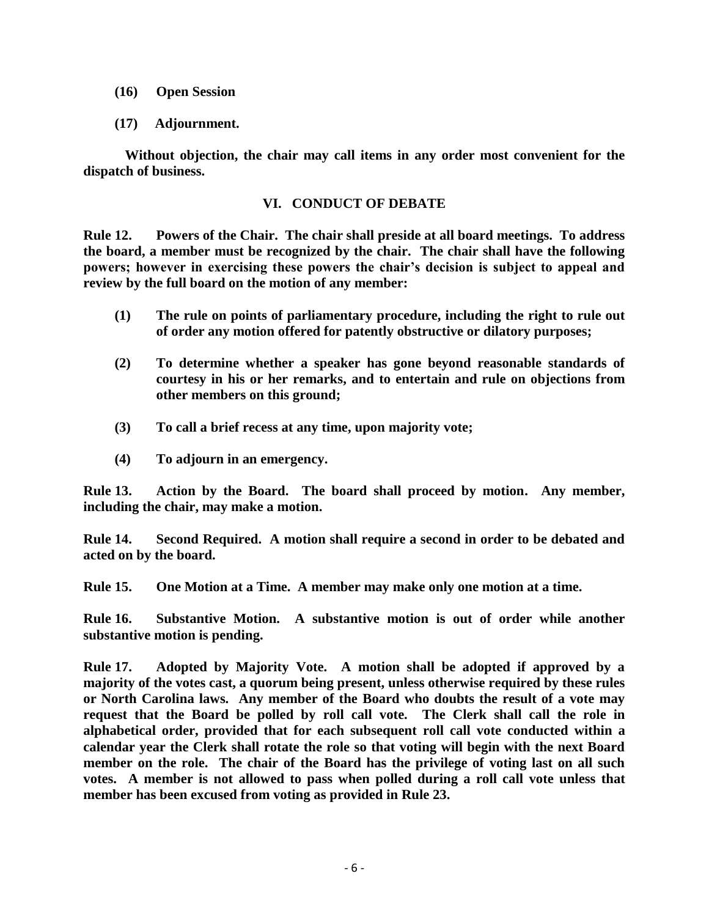**(16) Open Session**

**(17) Adjournment.**

**Without objection, the chair may call items in any order most convenient for the dispatch of business.**

## VI. CONDUCT OF DEBATE

**Rule 12. Powers of the Chair. The chair shall preside at all board meetings. To address the board, a member must be recognized by the chair. The chair shall have the following powers; however in exercising these powers the chair's decision is subject to appeal and review by the full board on the motion of any member:**

**(1) The rule on points of parliamentary procedure, including the right to rule out of order any motion offered for patently obstructive or dilatory purposes;**

**(2) To determine whether a speaker has gone beyond reasonable standards of courtesy in his or her remarks, and to entertain and rule on objections from other members on this ground;**

**(3) To call a brief recess at any time, upon majority vote;**

**(4) To adjourn in an emergency.**

**Rule 13. Action by the Board. The board shall proceed by motion. Any member, including the chair, may make a motion.**

**Rule 14. Second Required. A motion shall require a second in order to be debated and acted on by the board.**

**Rule 15. One Motion at a Time. A member may make only one motion at a time.**

**Rule 16. Substantive Motion. A substantive motion is out of order while another substantive motion is pending.**

**Rule 17. Adopted by Majority Vote. A motion shall be adopted if approved by a majority of the votes cast, a quorum being present, unless otherwise required by these rules or North Carolina laws. Any member of the Board who doubts the result of a vote may request that the Board be polled by roll call vote. The Clerk shall call the role in alphabetical order, provided that for each subsequent roll call vote conducted within a calendar year the Clerk shall rotate the role so that voting will begin with the next Board member on the role. The chair of the Board has the privilege of voting last on all such votes. A member is not allowed to pass when polled during a roll call vote unless that member has been excused from voting as provided in Rule 23.**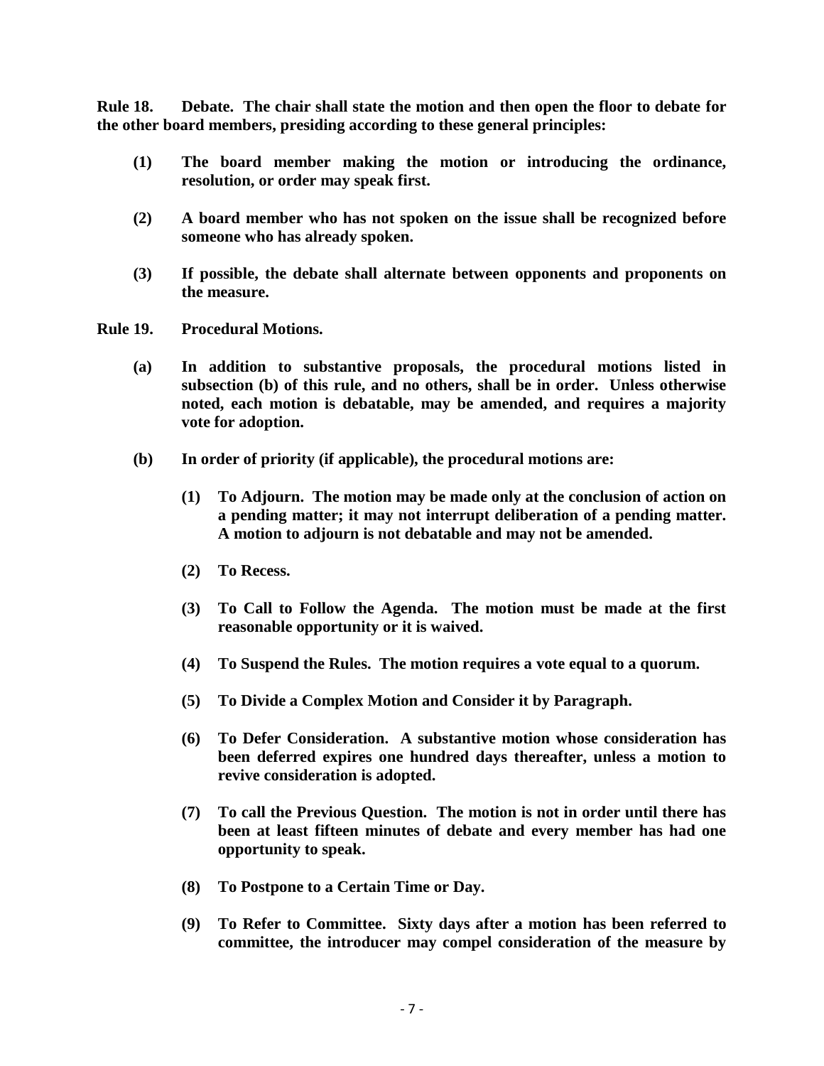**Rule 18. Debate. The chair shall state the motion and then open the floor to debate for the other board members, presiding according to these general principles:**

- **(1) The board member making the motion or introducing the ordinance, resolution, or order may speak first.**
- **(2) A board member who has not spoken on the issue shall be recognized before someone who has already spoken.**
- **(3) If possible, the debate shall alternate between opponents and proponents on the measure.**

**Rule 19. Procedural Motions.**

- **(a) In addition to substantive proposals, the procedural motions listed in subsection (b) of this rule, and no others, shall be in order. Unless otherwise noted, each motion is debatable, may be amended, and requires a majority vote for adoption.**
- **(b) In order of priority (if applicable), the procedural motions are:**
  - **(1) To Adjourn. The motion may be made only at the conclusion of action on a pending matter; it may not interrupt deliberation of a pending matter. A motion to adjourn is not debatable and may not be amended.**
  - **(2) To Recess.**
  - **(3) To Call to Follow the Agenda. The motion must be made at the first reasonable opportunity or it is waived.**
  - **(4) To Suspend the Rules. The motion requires a vote equal to a quorum.**
  - **(5) To Divide a Complex Motion and Consider it by Paragraph.**
  - **(6) To Defer Consideration. A substantive motion whose consideration has been deferred expires one hundred days thereafter, unless a motion to revive consideration is adopted.**
  - **(7) To call the Previous Question. The motion is not in order until there has been at least fifteen minutes of debate and every member has had one opportunity to speak.**
  - **(8) To Postpone to a Certain Time or Day.**
  - **(9) To Refer to Committee. Sixty days after a motion has been referred to committee, the introducer may compel consideration of the measure by**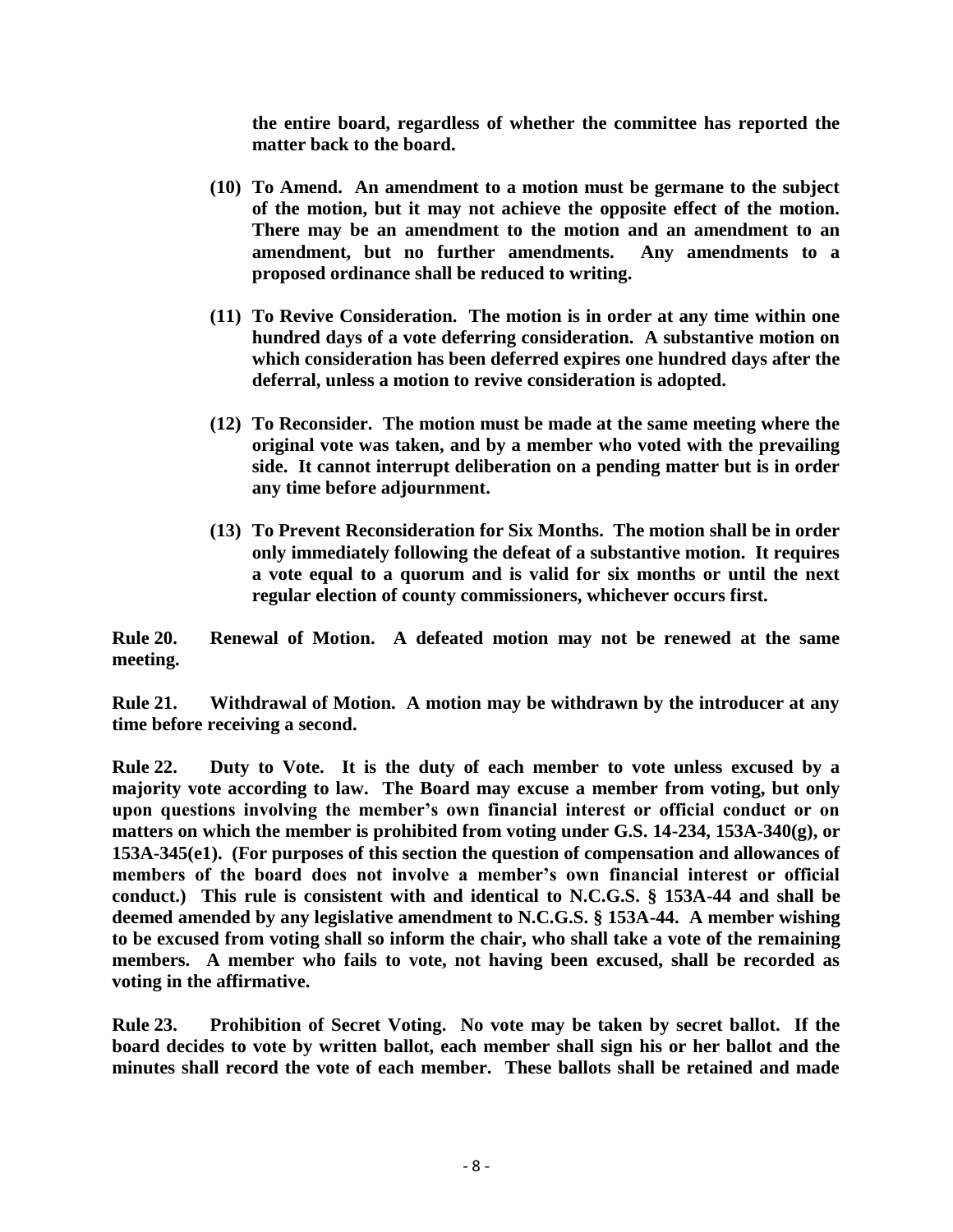**the entire board, regardless of whether the committee has reported the matter back to the board.**

**(10) To Amend. An amendment to a motion must be germane to the subject of the motion, but it may not achieve the opposite effect of the motion. There may be an amendment to the motion and an amendment to an amendment, but no further amendments. Any amendments to a proposed ordinance shall be reduced to writing.**

**(11) To Revive Consideration. The motion is in order at any time within one hundred days of a vote deferring consideration. A substantive motion on which consideration has been deferred expires one hundred days after the deferral, unless a motion to revive consideration is adopted.**

**(12) To Reconsider. The motion must be made at the same meeting where the original vote was taken, and by a member who voted with the prevailing side. It cannot interrupt deliberation on a pending matter but is in order any time before adjournment.**

**(13) To Prevent Reconsideration for Six Months. The motion shall be in order only immediately following the defeat of a substantive motion. It requires a vote equal to a quorum and is valid for six months or until the next regular election of county commissioners, whichever occurs first.**

**Rule 20. Renewal of Motion. A defeated motion may not be renewed at the same meeting.**

**Rule 21. Withdrawal of Motion. A motion may be withdrawn by the introducer at any time before receiving a second.**

**Rule 22. Duty to Vote. It is the duty of each member to vote unless excused by a majority vote according to law. The Board may excuse a member from voting, but only upon questions involving the member's own financial interest or official conduct or on matters on which the member is prohibited from voting under G.S. 14-234, 153A-340(g), or 153A-345(e1). (For purposes of this section the question of compensation and allowances of members of the board does not involve a member's own financial interest or official conduct.) This rule is consistent with and identical to N.C.G.S. § 153A-44 and shall be deemed amended by any legislative amendment to N.C.G.S. § 153A-44. A member wishing to be excused from voting shall so inform the chair, who shall take a vote of the remaining members. A member who fails to vote, not having been excused, shall be recorded as voting in the affirmative.**

**Rule 23. Prohibition of Secret Voting. No vote may be taken by secret ballot. If the board decides to vote by written ballot, each member shall sign his or her ballot and the minutes shall record the vote of each member. These ballots shall be retained and made**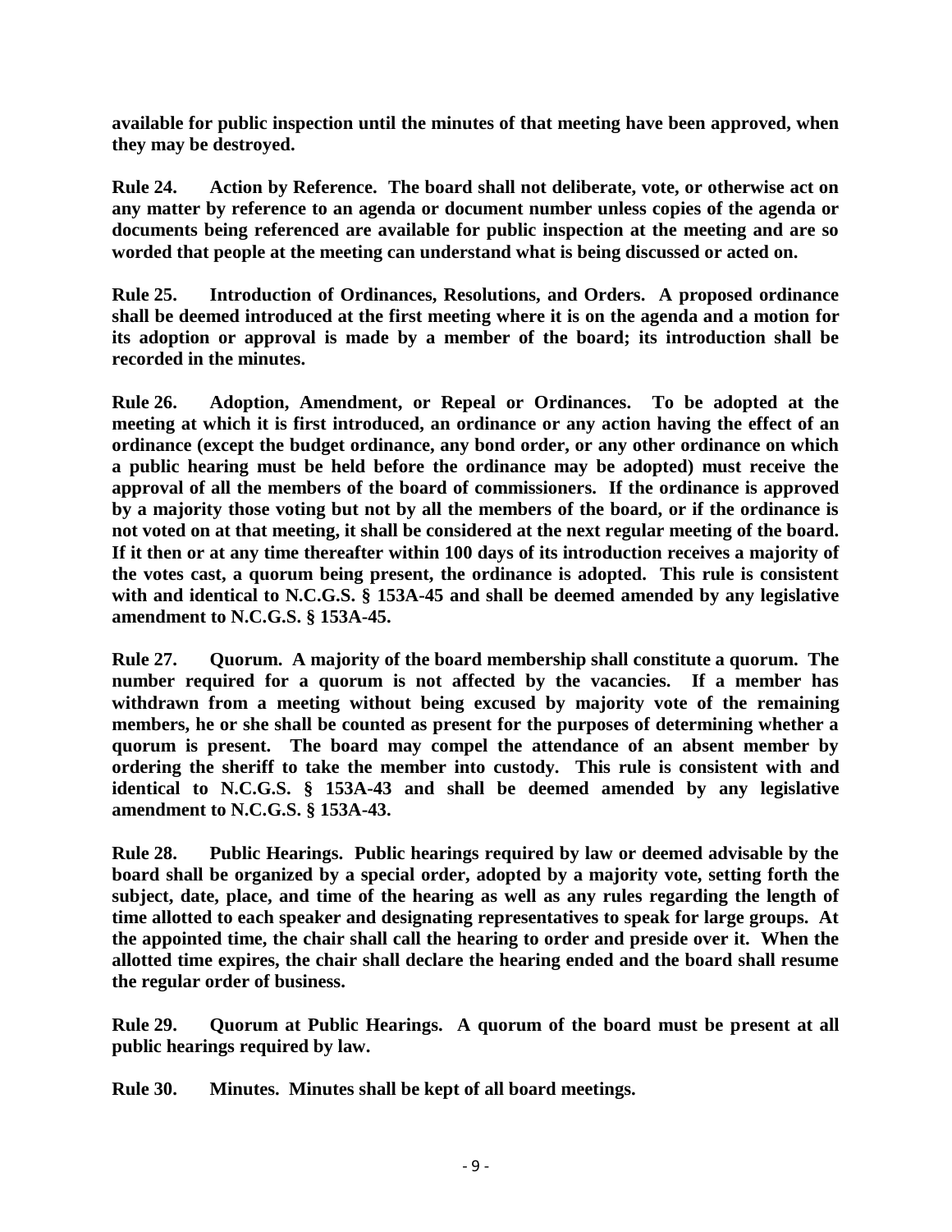**available for public inspection until the minutes of that meeting have been approved, when they may be destroyed.**

**Rule 24. Action by Reference. The board shall not deliberate, vote, or otherwise act on any matter by reference to an agenda or document number unless copies of the agenda or documents being referenced are available for public inspection at the meeting and are so worded that people at the meeting can understand what is being discussed or acted on.**

**Rule 25. Introduction of Ordinances, Resolutions, and Orders. A proposed ordinance shall be deemed introduced at the first meeting where it is on the agenda and a motion for its adoption or approval is made by a member of the board; its introduction shall be recorded in the minutes.**

**Rule 26. Adoption, Amendment, or Repeal or Ordinances. To be adopted at the meeting at which it is first introduced, an ordinance or any action having the effect of an ordinance (except the budget ordinance, any bond order, or any other ordinance on which a public hearing must be held before the ordinance may be adopted) must receive the approval of all the members of the board of commissioners. If the ordinance is approved by a majority those voting but not by all the members of the board, or if the ordinance is not voted on at that meeting, it shall be considered at the next regular meeting of the board. If it then or at any time thereafter within 100 days of its introduction receives a majority of the votes cast, a quorum being present, the ordinance is adopted. This rule is consistent with and identical to N.C.G.S. § 153A-45 and shall be deemed amended by any legislative amendment to N.C.G.S. § 153A-45.**

**Rule 27. Quorum. A majority of the board membership shall constitute a quorum. The number required for a quorum is not affected by the vacancies. If a member has withdrawn from a meeting without being excused by majority vote of the remaining members, he or she shall be counted as present for the purposes of determining whether a quorum is present. The board may compel the attendance of an absent member by ordering the sheriff to take the member into custody. This rule is consistent with and identical to N.C.G.S. § 153A-43 and shall be deemed amended by any legislative amendment to N.C.G.S. § 153A-43.**

**Rule 28. Public Hearings. Public hearings required by law or deemed advisable by the board shall be organized by a special order, adopted by a majority vote, setting forth the subject, date, place, and time of the hearing as well as any rules regarding the length of time allotted to each speaker and designating representatives to speak for large groups. At the appointed time, the chair shall call the hearing to order and preside over it. When the allotted time expires, the chair shall declare the hearing ended and the board shall resume the regular order of business.**

**Rule 29. Quorum at Public Hearings. A quorum of the board must be present at all public hearings required by law.**

**Rule 30. Minutes. Minutes shall be kept of all board meetings.**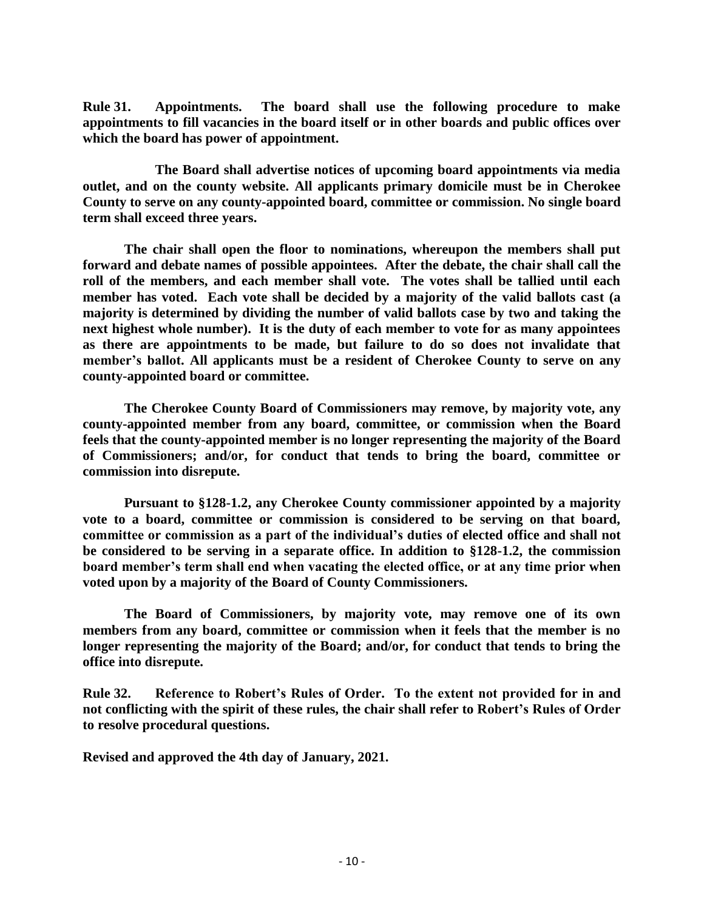**Rule 31. Appointments. The board shall use the following procedure to make appointments to fill vacancies in the board itself or in other boards and public offices over which the board has power of appointment.**

**The Board shall advertise notices of upcoming board appointments via media outlet, and on the county website. All applicants primary domicile must be in Cherokee County to serve on any county-appointed board, committee or commission. No single board term shall exceed three years.**

**The chair shall open the floor to nominations, whereupon the members shall put forward and debate names of possible appointees. After the debate, the chair shall call the roll of the members, and each member shall vote. The votes shall be tallied until each member has voted. Each vote shall be decided by a majority of the valid ballots cast (a majority is determined by dividing the number of valid ballots case by two and taking the next highest whole number). It is the duty of each member to vote for as many appointees as there are appointments to be made, but failure to do so does not invalidate that member's ballot. All applicants must be a resident of Cherokee County to serve on any county-appointed board or committee.**

**The Cherokee County Board of Commissioners may remove, by majority vote, any county-appointed member from any board, committee, or commission when the Board feels that the county-appointed member is no longer representing the majority of the Board of Commissioners; and/or, for conduct that tends to bring the board, committee or commission into disrepute.**

**Pursuant to §128-1.2, any Cherokee County commissioner appointed by a majority vote to a board, committee or commission is considered to be serving on that board, committee or commission as a part of the individual's duties of elected office and shall not be considered to be serving in a separate office. In addition to §128-1.2, the commission board member's term shall end when vacating the elected office, or at any time prior when voted upon by a majority of the Board of County Commissioners.**

**The Board of Commissioners, by majority vote, may remove one of its own members from any board, committee or commission when it feels that the member is no longer representing the majority of the Board; and/or, for conduct that tends to bring the office into disrepute.**

**Rule 32. Reference to Robert's Rules of Order. To the extent not provided for in and not conflicting with the spirit of these rules, the chair shall refer to Robert's Rules of Order to resolve procedural questions.**

**Revised and approved the 4th day of January, 2021.**